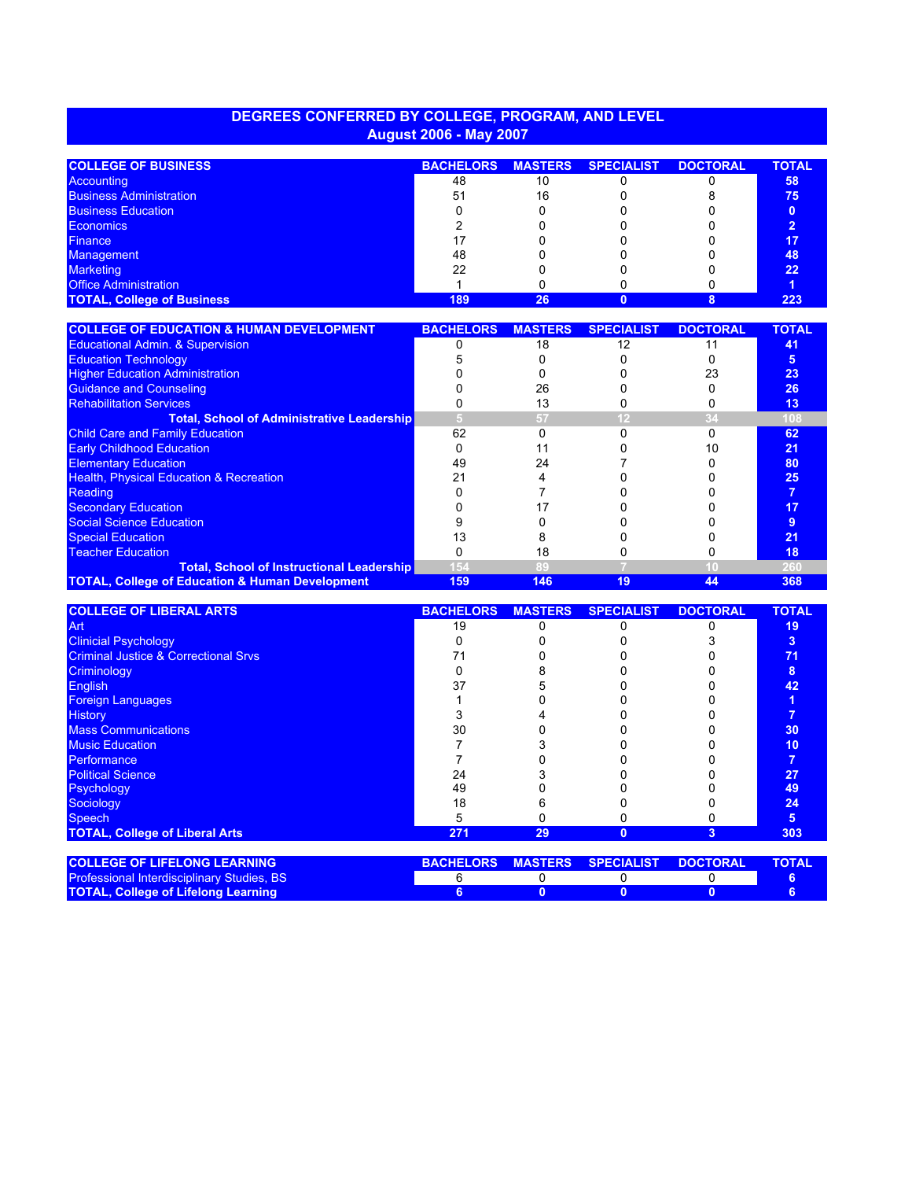# DEGREES CONFERRED BY COLLEGE, PROGRAM, AND LEVEL

## August 2006 - May 2007

| COLLEGE OF BUSINESS | BACHELORS | MASTERS | SPECIALIST | DOCTORAL | TOTAL |
|---|---|---|---|---|---|
| Accounting | 48 | 10 | 0 | 0 | **58** |
| Business Administration | 51 | 16 | 0 | 8 | **75** |
| Business Education | 0 | 0 | 0 | 0 | **0** |
| Economics | 2 | 0 | 0 | 0 | **2** |
| Finance | 17 | 0 | 0 | 0 | **17** |
| Management | 48 | 0 | 0 | 0 | **48** |
| Marketing | 22 | 0 | 0 | 0 | **22** |
| Office Administration | 1 | 0 | 0 | 0 | **1** |
| **TOTAL, College of Business** | **189** | **26** | **0** | **8** | **223** |

| COLLEGE OF EDUCATION & HUMAN DEVELOPMENT | BACHELORS | MASTERS | SPECIALIST | DOCTORAL | TOTAL |
|---|---|---|---|---|---|
| Educational Admin. & Supervision | 0 | 18 | 12 | 11 | **41** |
| Education Technology | 5 | 0 | 0 | 0 | **5** |
| Higher Education Administration | 0 | 0 | 0 | 23 | **23** |
| Guidance and Counseling | 0 | 26 | 0 | 0 | **26** |
| Rehabilitation Services | 0 | 13 | 0 | 0 | **13** |
| **Total, School of Administrative Leadership** | **5** | **57** | **12** | **34** | **108** |
| Child Care and Family Education | 62 | 0 | 0 | 0 | **62** |
| Early Childhood Education | 0 | 11 | 0 | 10 | **21** |
| Elementary Education | 49 | 24 | 7 | 0 | **80** |
| Health, Physical Education & Recreation | 21 | 4 | 0 | 0 | **25** |
| Reading | 0 | 7 | 0 | 0 | **7** |
| Secondary Education | 0 | 17 | 0 | 0 | **17** |
| Social Science Education | 9 | 0 | 0 | 0 | **9** |
| Special Education | 13 | 8 | 0 | 0 | **21** |
| Teacher Education | 0 | 18 | 0 | 0 | **18** |
| **Total, School of Instructional Leadership** | **154** | **89** | **7** | **10** | **260** |
| **TOTAL, College of Education & Human Development** | **159** | **146** | **19** | **44** | **368** |

| COLLEGE OF LIBERAL ARTS | BACHELORS | MASTERS | SPECIALIST | DOCTORAL | TOTAL |
|---|---|---|---|---|---|
| Art | 19 | 0 | 0 | 0 | **19** |
| Clinicial Psychology | 0 | 0 | 0 | 3 | **3** |
| Criminal Justice & Correctional Srvs | 71 | 0 | 0 | 0 | **71** |
| Criminology | 0 | 8 | 0 | 0 | **8** |
| English | 37 | 5 | 0 | 0 | **42** |
| Foreign Languages | 1 | 0 | 0 | 0 | **1** |
| History | 3 | 4 | 0 | 0 | **7** |
| Mass Communications | 30 | 0 | 0 | 0 | **30** |
| Music Education | 7 | 3 | 0 | 0 | **10** |
| Performance | 7 | 0 | 0 | 0 | **7** |
| Political Science | 24 | 3 | 0 | 0 | **27** |
| Psychology | 49 | 0 | 0 | 0 | **49** |
| Sociology | 18 | 6 | 0 | 0 | **24** |
| Speech | 5 | 0 | 0 | 0 | **5** |
| **TOTAL, College of Liberal Arts** | **271** | **29** | **0** | **3** | **303** |

| COLLEGE OF LIFELONG LEARNING | BACHELORS | MASTERS | SPECIALIST | DOCTORAL | TOTAL |
|---|---|---|---|---|---|
| Professional Interdisciplinary Studies, BS | 6 | 0 | 0 | 0 | **6** |
| **TOTAL, College of Lifelong Learning** | **6** | **0** | **0** | **0** | **6** |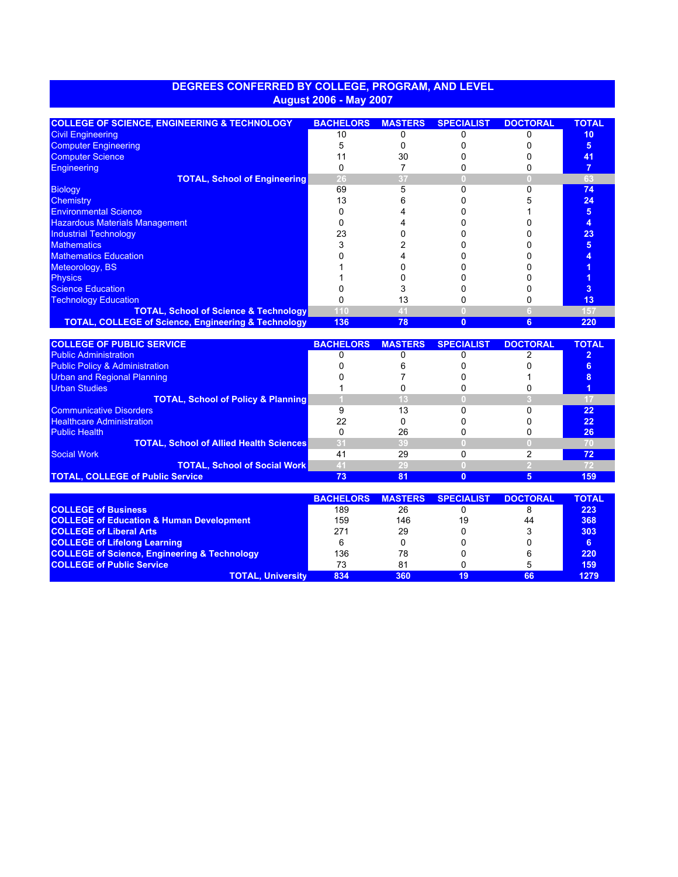## DEGREES CONFERRED BY COLLEGE, PROGRAM, AND LEVEL
## August 2006 - May 2007

| COLLEGE OF SCIENCE, ENGINEERING & TECHNOLOGY | BACHELORS | MASTERS | SPECIALIST | DOCTORAL | TOTAL |
|---|---|---|---|---|---|
| Civil Engineering | 10 | 0 | 0 | 0 | **10** |
| Computer Engineering | 5 | 0 | 0 | 0 | **5** |
| Computer Science | 11 | 30 | 0 | 0 | **41** |
| Engineering | 0 | 7 | 0 | 0 | **7** |
| **TOTAL, School of Engineering** | **26** | **37** | **0** | **0** | **63** |
| Biology | 69 | 5 | 0 | 0 | **74** |
| Chemistry | 13 | 6 | 0 | 5 | **24** |
| Environmental Science | 0 | 4 | 0 | 1 | **5** |
| Hazardous Materials Management | 0 | 4 | 0 | 0 | **4** |
| Industrial Technology | 23 | 0 | 0 | 0 | **23** |
| Mathematics | 3 | 2 | 0 | 0 | **5** |
| Mathematics Education | 0 | 4 | 0 | 0 | **4** |
| Meteorology, BS | 1 | 0 | 0 | 0 | **1** |
| Physics | 1 | 0 | 0 | 0 | **1** |
| Science Education | 0 | 3 | 0 | 0 | **3** |
| Technology Education | 0 | 13 | 0 | 0 | **13** |
| **TOTAL, School of Science & Technology** | **110** | **41** | **0** | **6** | **157** |
| **TOTAL, COLLEGE of Science, Engineering & Technology** | **136** | **78** | **0** | **6** | **220** |

| COLLEGE OF PUBLIC SERVICE | BACHELORS | MASTERS | SPECIALIST | DOCTORAL | TOTAL |
|---|---|---|---|---|---|
| Public Administration | 0 | 0 | 0 | 2 | **2** |
| Public Policy & Administration | 0 | 6 | 0 | 0 | **6** |
| Urban and Regional Planning | 0 | 7 | 0 | 1 | **8** |
| Urban Studies | 1 | 0 | 0 | 0 | **1** |
| **TOTAL, School of Policy & Planning** | **1** | **13** | **0** | **3** | **17** |
| Communicative Disorders | 9 | 13 | 0 | 0 | **22** |
| Healthcare Administration | 22 | 0 | 0 | 0 | **22** |
| Public Health | 0 | 26 | 0 | 0 | **26** |
| **TOTAL, School of Allied Health Sciences** | **31** | **39** | **0** | **0** | **70** |
| Social Work | 41 | 29 | 0 | 2 | **72** |
| **TOTAL, School of Social Work** | **41** | **29** | **0** | **2** | **72** |
| **TOTAL, COLLEGE of Public Service** | **73** | **81** | **0** | **5** | **159** |

| | BACHELORS | MASTERS | SPECIALIST | DOCTORAL | TOTAL |
|---|---|---|---|---|---|
| **COLLEGE of Business** | 189 | 26 | 0 | 8 | **223** |
| **COLLEGE of Education & Human Development** | 159 | 146 | 19 | 44 | **368** |
| **COLLEGE of Liberal Arts** | 271 | 29 | 0 | 3 | **303** |
| **COLLEGE of Lifelong Learning** | 6 | 0 | 0 | 0 | **6** |
| **COLLEGE of Science, Engineering & Technology** | 136 | 78 | 0 | 6 | **220** |
| **COLLEGE of Public Service** | 73 | 81 | 0 | 5 | **159** |
| **TOTAL, University** | **834** | **360** | **19** | **66** | **1279** |